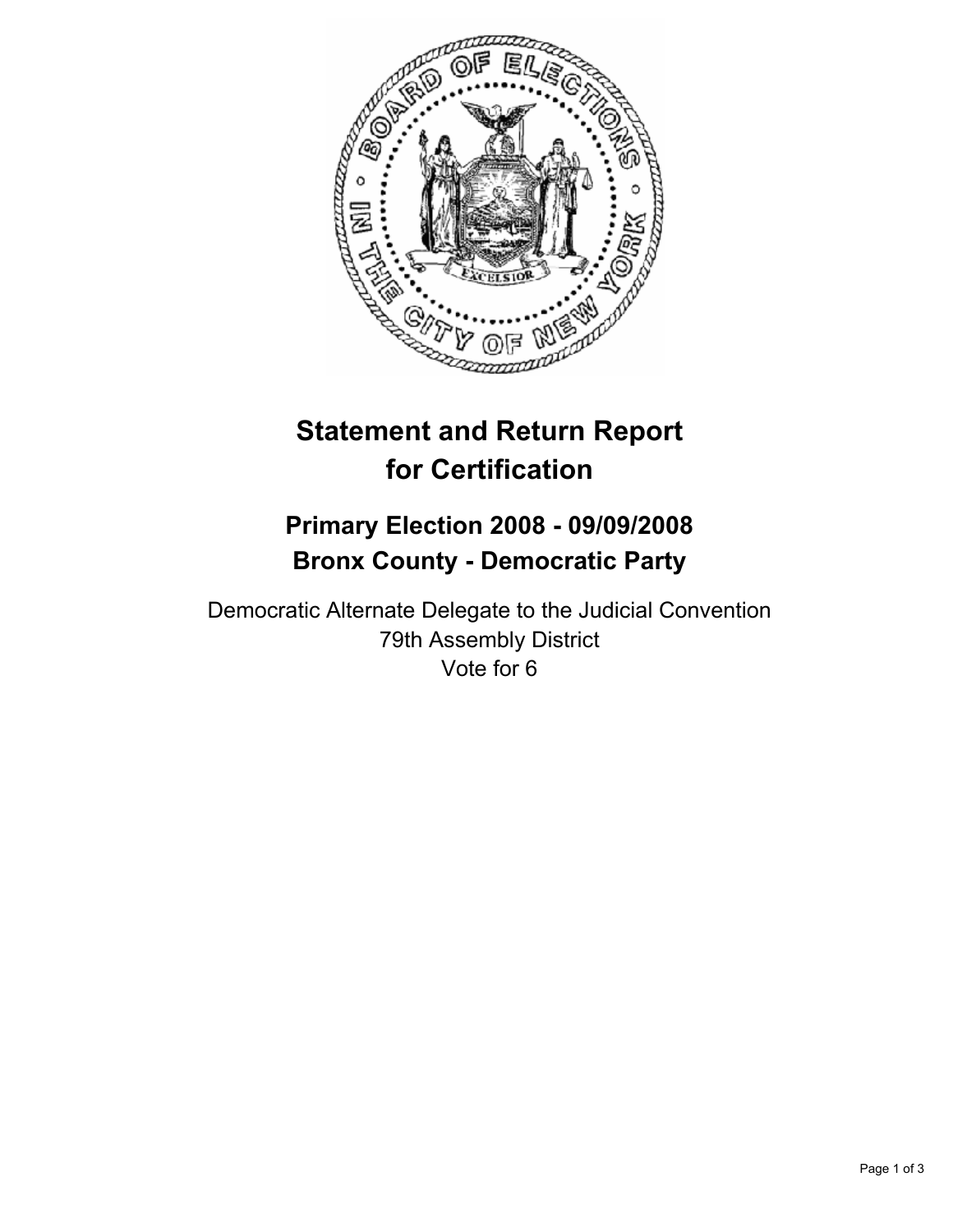# Statement and Return Report for Certification

## Primary Election 2008 - 09/09/2008
## Bronx County - Democratic Party

Democratic Alternate Delegate to the Judicial Convention
79th Assembly District
Vote for 6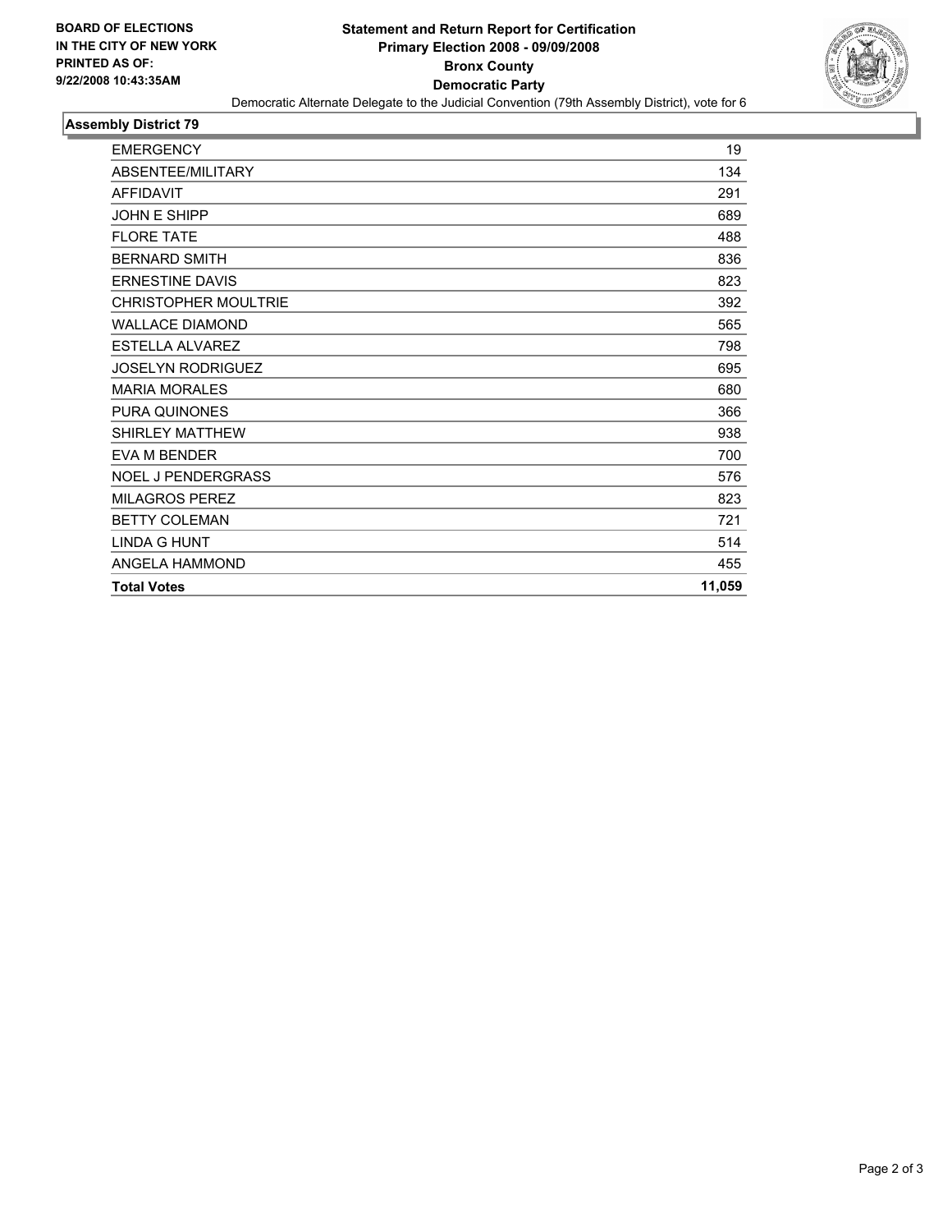**BOARD OF ELECTIONS IN THE CITY OF NEW YORK PRINTED AS OF: 9/22/2008 10:43:35AM**

# Statement and Return Report for Certification
## Primary Election 2008 - 09/09/2008
## Bronx County
## Democratic Party

Democratic Alternate Delegate to the Judicial Convention (79th Assembly District), vote for 6

### Assembly District 79

| | |
|---|---|
| EMERGENCY | 19 |
| ABSENTEE/MILITARY | 134 |
| AFFIDAVIT | 291 |
| JOHN E SHIPP | 689 |
| FLORE TATE | 488 |
| BERNARD SMITH | 836 |
| ERNESTINE DAVIS | 823 |
| CHRISTOPHER MOULTRIE | 392 |
| WALLACE DIAMOND | 565 |
| ESTELLA ALVAREZ | 798 |
| JOSELYN RODRIGUEZ | 695 |
| MARIA MORALES | 680 |
| PURA QUINONES | 366 |
| SHIRLEY MATTHEW | 938 |
| EVA M BENDER | 700 |
| NOEL J PENDERGRASS | 576 |
| MILAGROS PEREZ | 823 |
| BETTY COLEMAN | 721 |
| LINDA G HUNT | 514 |
| ANGELA HAMMOND | 455 |
| **Total Votes** | **11,059** |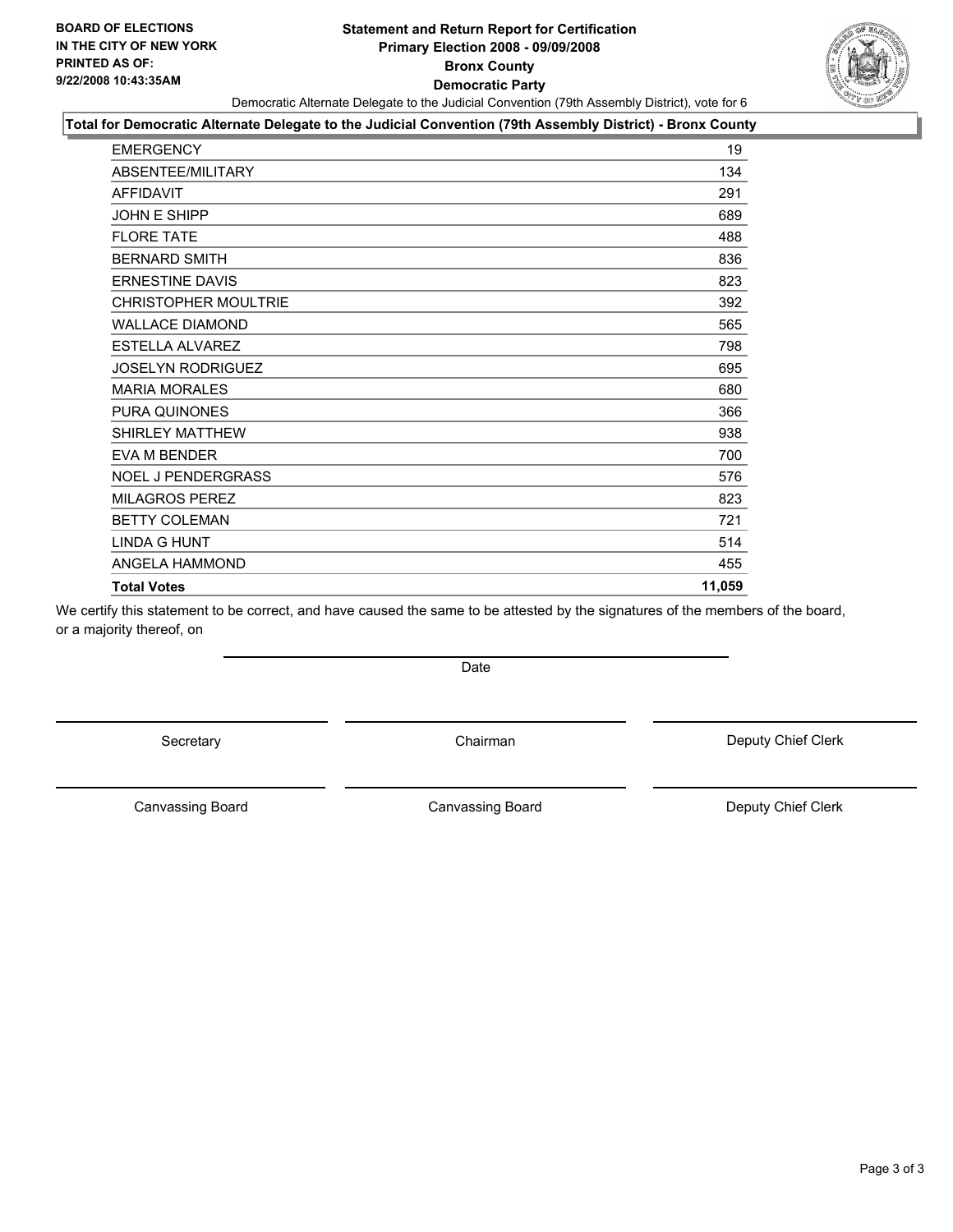**BOARD OF ELECTIONS IN THE CITY OF NEW YORK**
**PRINTED AS OF:**
**9/22/2008 10:43:35AM**

# Statement and Return Report for Certification
## Primary Election 2008 - 09/09/2008
## Bronx County
## Democratic Party

Democratic Alternate Delegate to the Judicial Convention (79th Assembly District), vote for 6

**Total for Democratic Alternate Delegate to the Judicial Convention (79th Assembly District) - Bronx County**

| | |
|---|---|
| EMERGENCY | 19 |
| ABSENTEE/MILITARY | 134 |
| AFFIDAVIT | 291 |
| JOHN E SHIPP | 689 |
| FLORE TATE | 488 |
| BERNARD SMITH | 836 |
| ERNESTINE DAVIS | 823 |
| CHRISTOPHER MOULTRIE | 392 |
| WALLACE DIAMOND | 565 |
| ESTELLA ALVAREZ | 798 |
| JOSELYN RODRIGUEZ | 695 |
| MARIA MORALES | 680 |
| PURA QUINONES | 366 |
| SHIRLEY MATTHEW | 938 |
| EVA M BENDER | 700 |
| NOEL J PENDERGRASS | 576 |
| MILAGROS PEREZ | 823 |
| BETTY COLEMAN | 721 |
| LINDA G HUNT | 514 |
| ANGELA HAMMOND | 455 |
| **Total Votes** | **11,059** |

We certify this statement to be correct, and have caused the same to be attested by the signatures of the members of the board, or a majority thereof, on

Date

Secretary　　Chairman　　Deputy Chief Clerk

Canvassing Board　　Canvassing Board　　Deputy Chief Clerk